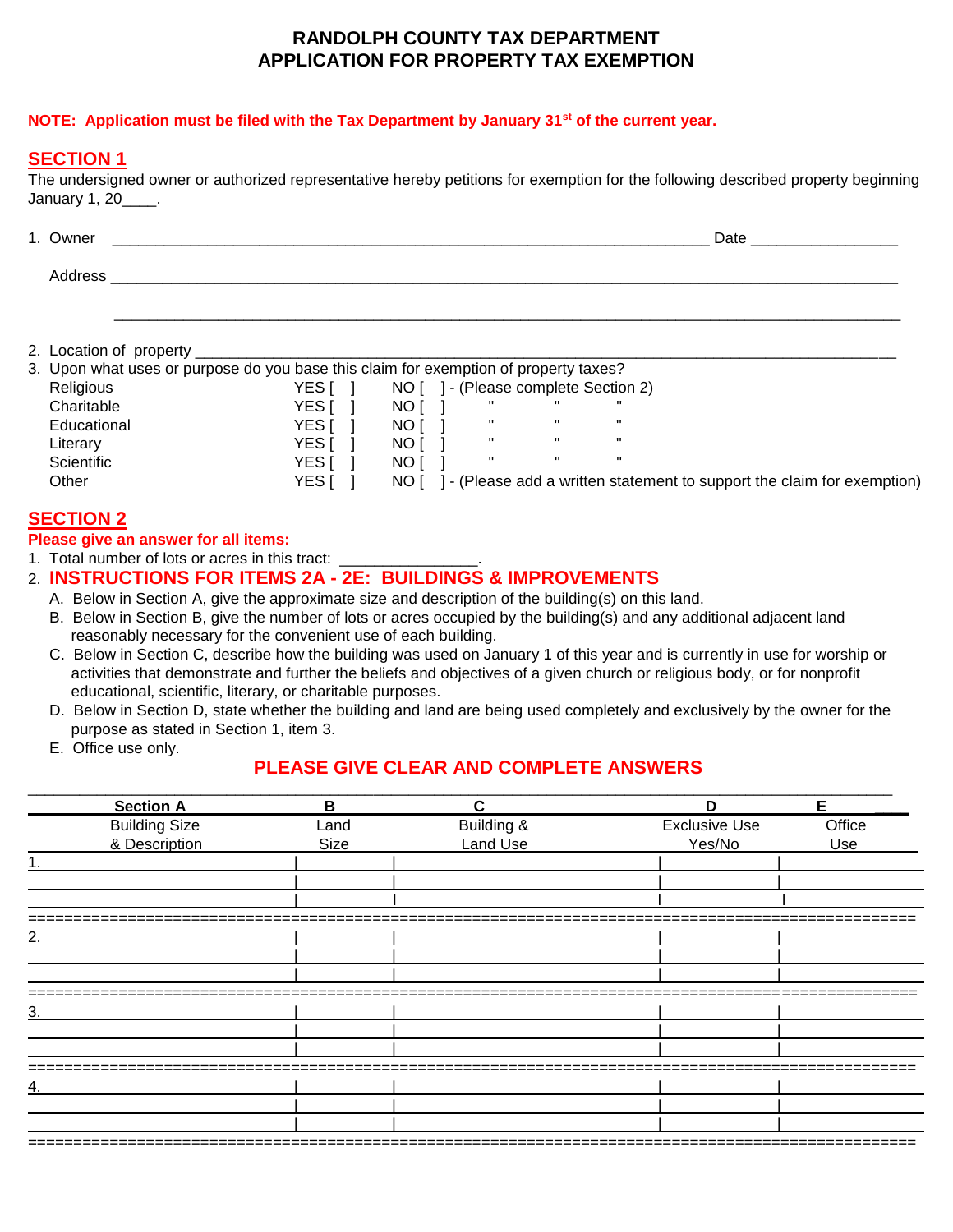# RANDOLPH COUNTY TAX DEPARTMENT
# APPLICATION FOR PROPERTY TAX EXEMPTION

**NOTE: Application must be filed with the Tax Department by January 31st of the current year.**

## SECTION 1

The undersigned owner or authorized representative hereby petitions for exemption for the following described property beginning January 1, 20____.

1. Owner ______________________________________________________________________ Date ________________

   Address ________________________________________________________________________________________

   ________________________________________________________________________________________

2. Location of property ________________________________________________________________________________
3. Upon what uses or purpose do you base this claim for exemption of property taxes?

| | | | |
|---|---|---|---|
| Religious | YES [ ] | NO [ ] | - (Please complete Section 2) |
| Charitable | YES [ ] | NO [ ] | " " " |
| Educational | YES [ ] | NO [ ] | " " " |
| Literary | YES [ ] | NO [ ] | " " " |
| Scientific | YES [ ] | NO [ ] | " " " |
| Other | YES [ ] | NO [ ] | - (Please add a written statement to support the claim for exemption) |

## SECTION 2

**Please give an answer for all items:**

1. Total number of lots or acres in this tract: ________________.
2. **INSTRUCTIONS FOR ITEMS 2A - 2E: BUILDINGS & IMPROVEMENTS**
   - A. Below in Section A, give the approximate size and description of the building(s) on this land.
   - B. Below in Section B, give the number of lots or acres occupied by the building(s) and any additional adjacent land reasonably necessary for the convenient use of each building.
   - C. Below in Section C, describe how the building was used on January 1 of this year and is currently in use for worship or activities that demonstrate and further the beliefs and objectives of a given church or religious body, or for nonprofit educational, scientific, literary, or charitable purposes.
   - D. Below in Section D, state whether the building and land are being used completely and exclusively by the owner for the purpose as stated in Section 1, item 3.
   - E. Office use only.

**PLEASE GIVE CLEAR AND COMPLETE ANSWERS**

| Section A<br>Building Size & Description | B<br>Land Size | C<br>Building & Land Use | D<br>Exclusive Use Yes/No | E<br>Office Use |
|---|---|---|---|---|
| 1. | | | | |
| | | | | |
| | | | | |
| 2. | | | | |
| | | | | |
| | | | | |
| 3. | | | | |
| | | | | |
| | | | | |
| 4. | | | | |
| | | | | |
| | | | | |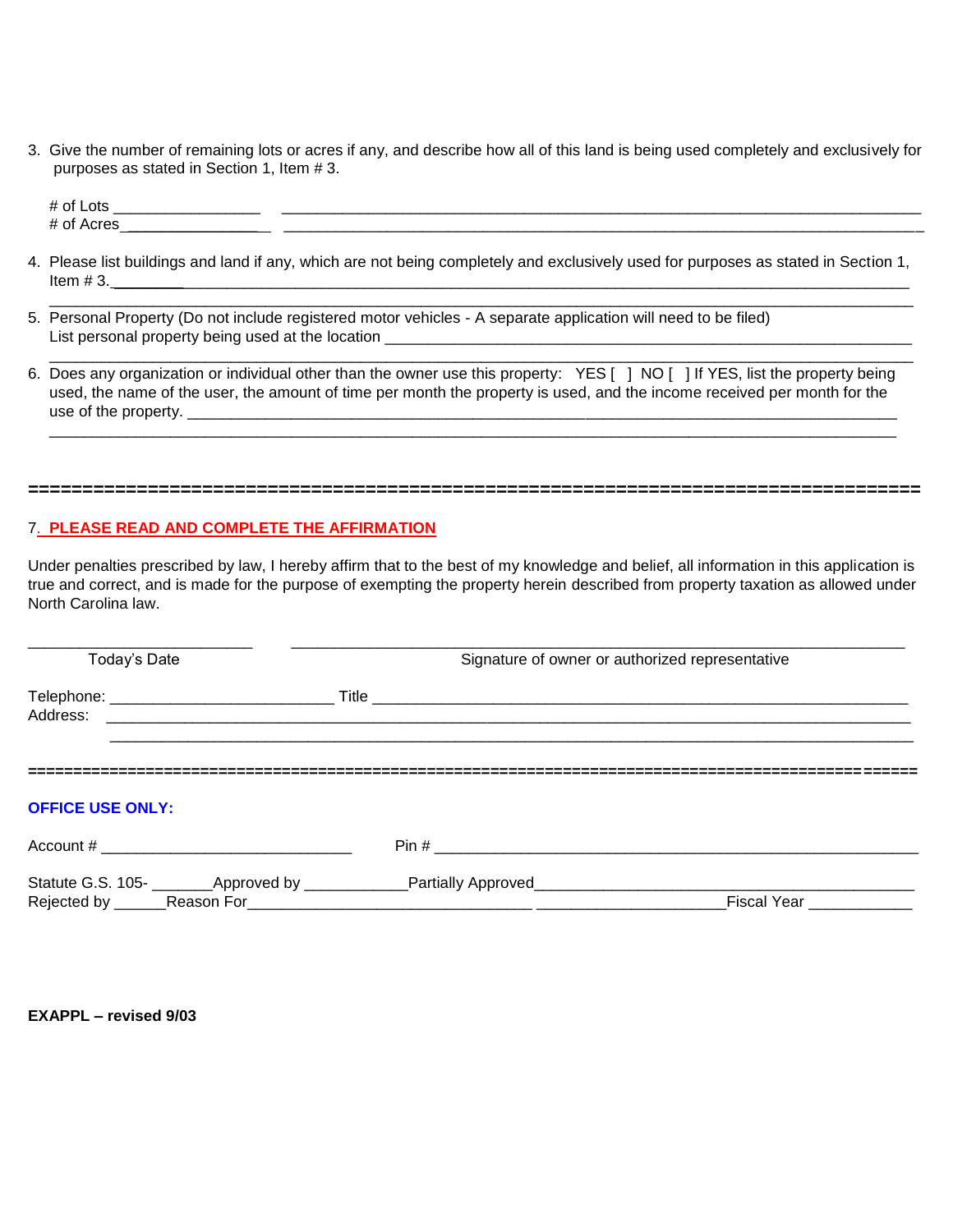3. Give the number of remaining lots or acres if any, and describe how all of this land is being used completely and exclusively for purposes as stated in Section 1, Item # 3.

   # of Lots ________________ ______________________________________________________________________

   # of Acres________________ ______________________________________________________________________

4. Please list buildings and land if any, which are not being completely and exclusively used for purposes as stated in Section 1, Item # 3.________________________________________________________________________________
   ____________________________________________________________________________________________

5. Personal Property (Do not include registered motor vehicles - A separate application will need to be filed)
   List personal property being used at the location ________________________________________________________
   ____________________________________________________________________________________________

6. Does any organization or individual other than the owner use this property: YES [ ] NO [ ] If YES, list the property being used, the name of the user, the amount of time per month the property is used, and the income received per month for the use of the property. ________________________________________________________________________
   ____________________________________________________________________________________________

==========================================================================================

7. **PLEASE READ AND COMPLETE THE AFFIRMATION**

Under penalties prescribed by law, I hereby affirm that to the best of my knowledge and belief, all information in this application is true and correct, and is made for the purpose of exempting the property herein described from property taxation as allowed under North Carolina law.

_________________________ ____________________________________________________________

Today's Date Signature of owner or authorized representative

Telephone: _________________________ Title ___________________________________________________________

Address: ____________________________________________________________________________________

____________________________________________________________________________________

==========================================================================================

**OFFICE USE ONLY:**

Account # ____________________________ Pin # ________________________________________________________

Statute G.S. 105- _______Approved by ___________Partially Approved___________________________________________

Rejected by ______Reason For________________________________ _____________________Fiscal Year ____________

**EXAPPL – revised 9/03**